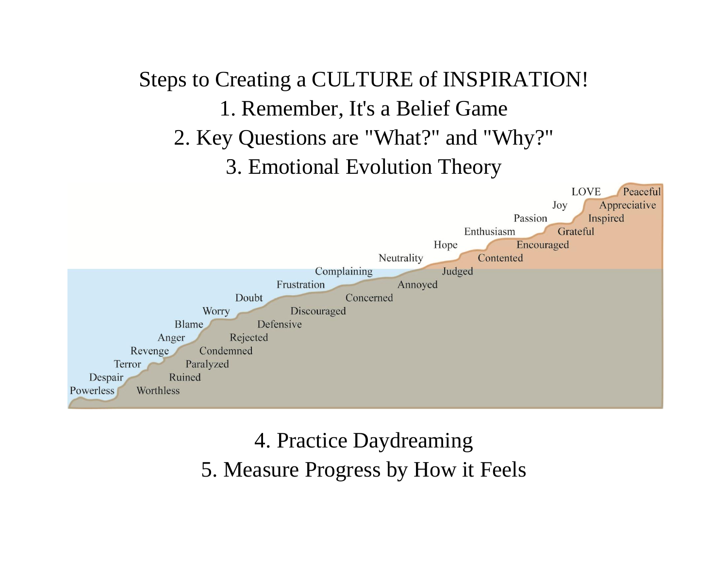# Steps to Creating a CULTURE of INSPIRATION!

1. Remember, It's a Belief Game
2. Key Questions are "What?" and "Why?"
3. Emotional Evolution Theory

Powerless
Despair
Terror
Revenge
Anger
Blame
Worry
Doubt
Frustration
Complaining
Neutrality
Hope
Enthusiasm
Passion
Joy
LOVE
Peaceful
Appreciative
Inspired
Grateful
Encouraged
Contented
Judged
Annoyed
Concerned
Discouraged
Defensive
Rejected
Condemned
Paralyzed
Ruined
Worthless

4. Practice Daydreaming
5. Measure Progress by How it Feels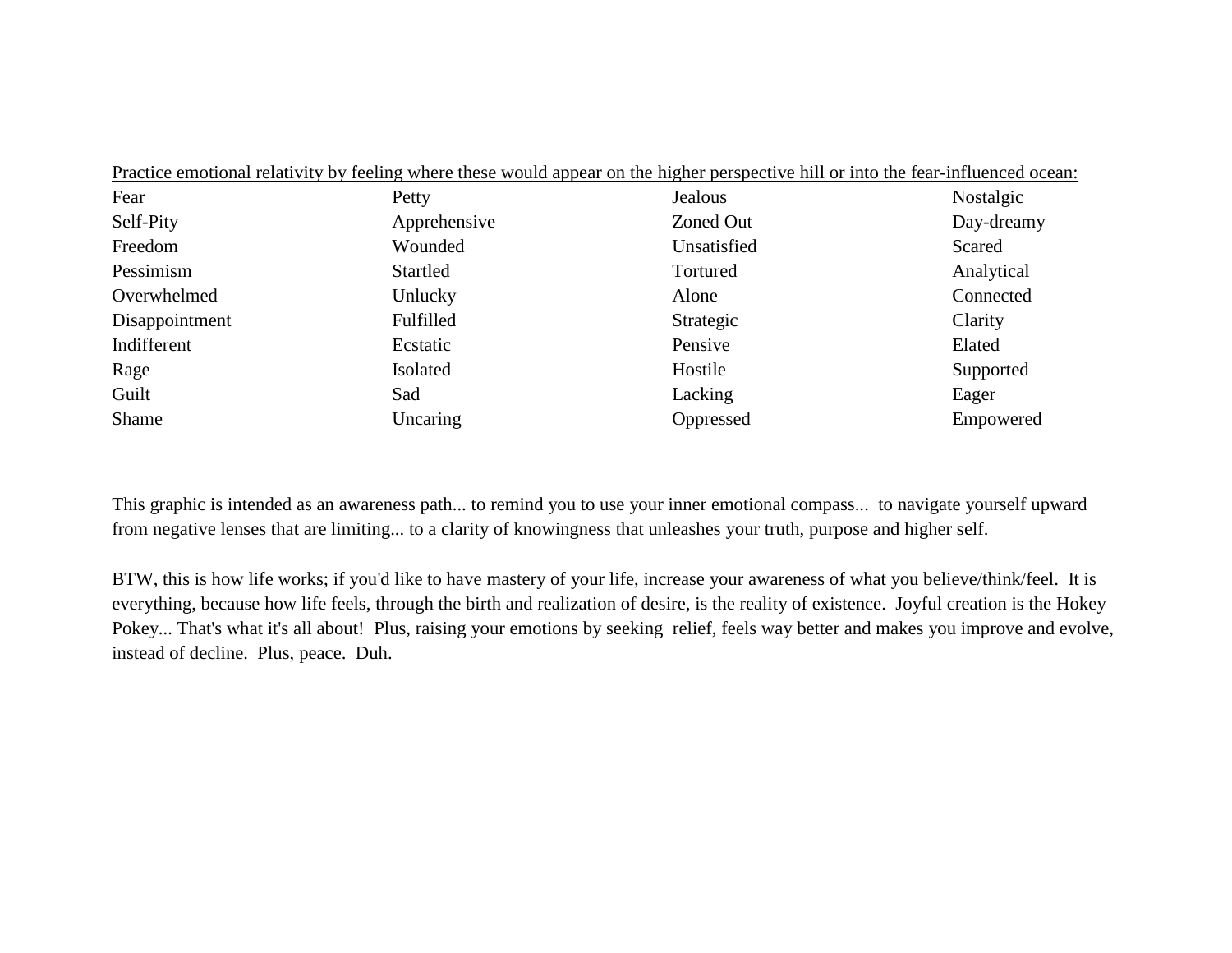<u>Practice emotional relativity by feeling where these would appear on the higher perspective hill or into the fear-influenced ocean:</u>

| | | | |
|---|---|---|---|
| Fear | Petty | Jealous | Nostalgic |
| Self-Pity | Apprehensive | Zoned Out | Day-dreamy |
| Freedom | Wounded | Unsatisfied | Scared |
| Pessimism | Startled | Tortured | Analytical |
| Overwhelmed | Unlucky | Alone | Connected |
| Disappointment | Fulfilled | Strategic | Clarity |
| Indifferent | Ecstatic | Pensive | Elated |
| Rage | Isolated | Hostile | Supported |
| Guilt | Sad | Lacking | Eager |
| Shame | Uncaring | Oppressed | Empowered |

This graphic is intended as an awareness path... to remind you to use your inner emotional compass... to navigate yourself upward from negative lenses that are limiting... to a clarity of knowingness that unleashes your truth, purpose and higher self.

BTW, this is how life works; if you'd like to have mastery of your life, increase your awareness of what you believe/think/feel. It is everything, because how life feels, through the birth and realization of desire, is the reality of existence. Joyful creation is the Hokey Pokey... That's what it's all about! Plus, raising your emotions by seeking relief, feels way better and makes you improve and evolve, instead of decline. Plus, peace. Duh.